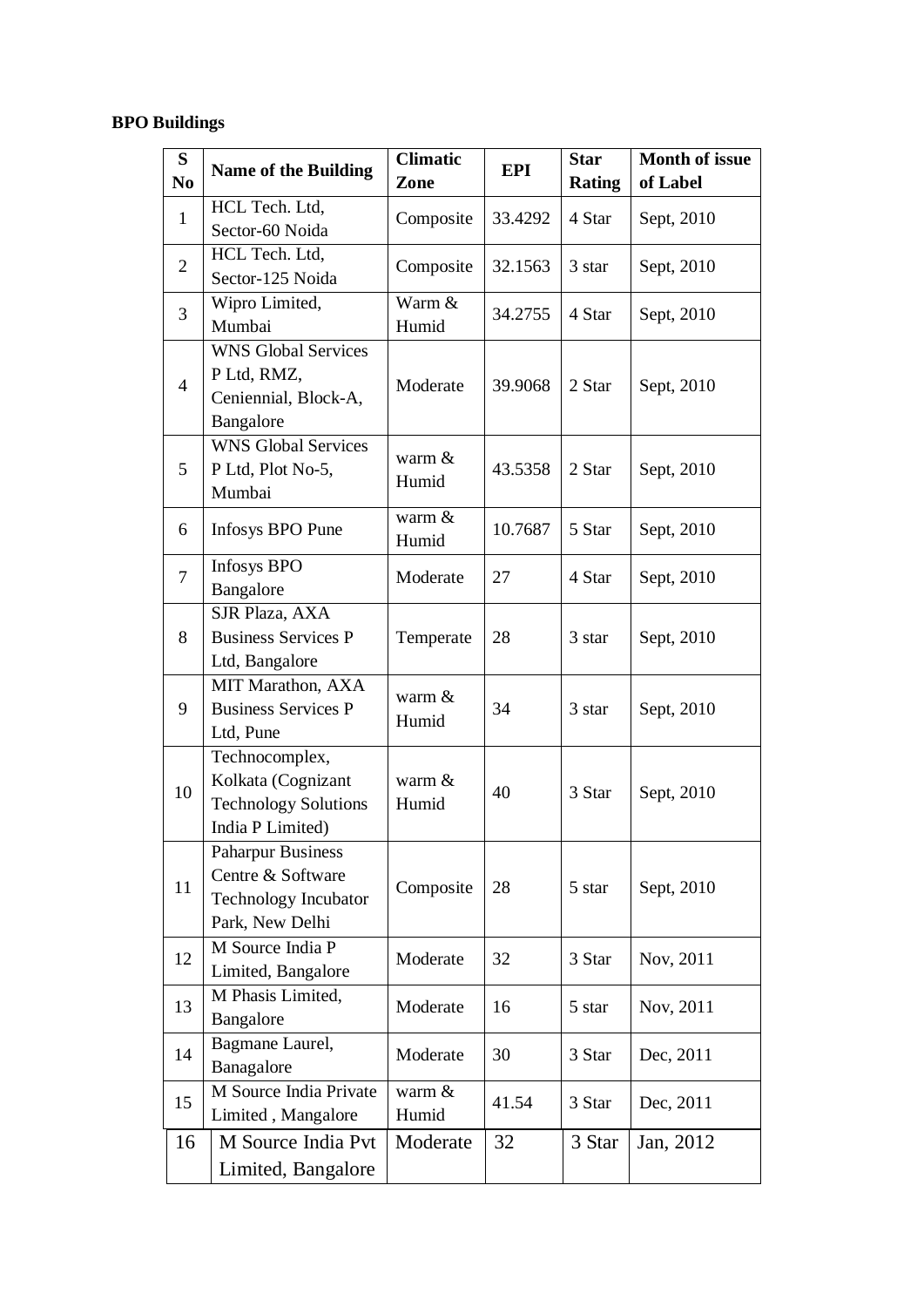**BPO Buildings**

| S No | Name of the Building | Climatic Zone | EPI | Star Rating | Month of issue of Label |
|---|---|---|---|---|---|
| 1 | HCL Tech. Ltd, Sector-60 Noida | Composite | 33.4292 | 4 Star | Sept, 2010 |
| 2 | HCL Tech. Ltd, Sector-125 Noida | Composite | 32.1563 | 3 star | Sept, 2010 |
| 3 | Wipro Limited, Mumbai | Warm & Humid | 34.2755 | 4 Star | Sept, 2010 |
| 4 | WNS Global Services P Ltd, RMZ, Ceniennial, Block-A, Bangalore | Moderate | 39.9068 | 2 Star | Sept, 2010 |
| 5 | WNS Global Services P Ltd, Plot No-5, Mumbai | warm & Humid | 43.5358 | 2 Star | Sept, 2010 |
| 6 | Infosys BPO Pune | warm & Humid | 10.7687 | 5 Star | Sept, 2010 |
| 7 | Infosys BPO Bangalore | Moderate | 27 | 4 Star | Sept, 2010 |
| 8 | SJR Plaza, AXA Business Services P Ltd, Bangalore | Temperate | 28 | 3 star | Sept, 2010 |
| 9 | MIT Marathon, AXA Business Services P Ltd, Pune | warm & Humid | 34 | 3 star | Sept, 2010 |
| 10 | Technocomplex, Kolkata (Cognizant Technology Solutions India P Limited) | warm & Humid | 40 | 3 Star | Sept, 2010 |
| 11 | Paharpur Business Centre & Software Technology Incubator Park, New Delhi | Composite | 28 | 5 star | Sept, 2010 |
| 12 | M Source India P Limited, Bangalore | Moderate | 32 | 3 Star | Nov, 2011 |
| 13 | M Phasis Limited, Bangalore | Moderate | 16 | 5 star | Nov, 2011 |
| 14 | Bagmane Laurel, Banagalore | Moderate | 30 | 3 Star | Dec, 2011 |
| 15 | M Source India Private Limited , Mangalore | warm & Humid | 41.54 | 3 Star | Dec, 2011 |
| 16 | M Source India Pvt Limited, Bangalore | Moderate | 32 | 3 Star | Jan, 2012 |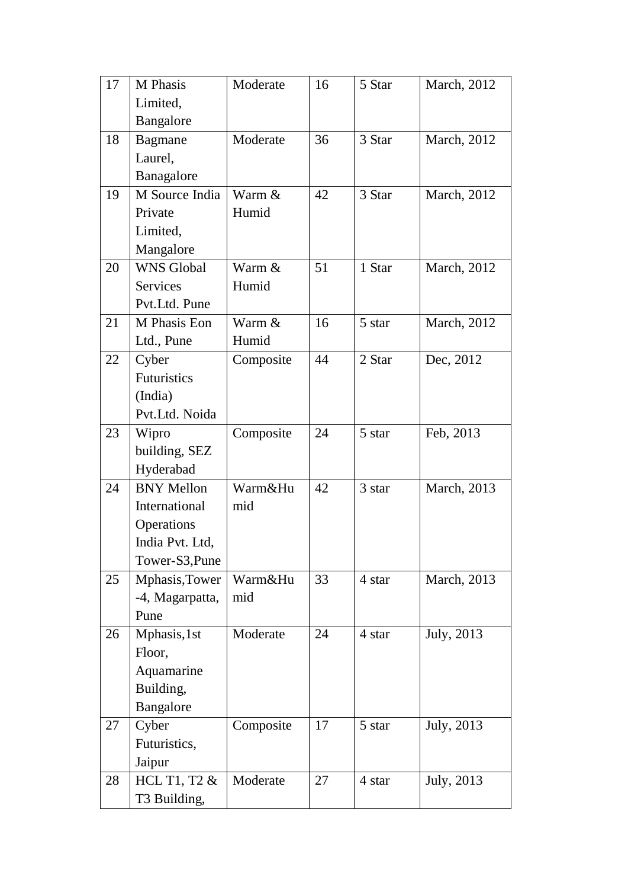| 17 | M Phasis Limited, Bangalore | Moderate | 16 | 5 Star | March, 2012 |
|---|---|---|---|---|---|
| 18 | Bagmane Laurel, Banagalore | Moderate | 36 | 3 Star | March, 2012 |
| 19 | M Source India Private Limited, Mangalore | Warm & Humid | 42 | 3 Star | March, 2012 |
| 20 | WNS Global Services Pvt.Ltd. Pune | Warm & Humid | 51 | 1 Star | March, 2012 |
| 21 | M Phasis Eon Ltd., Pune | Warm & Humid | 16 | 5 star | March, 2012 |
| 22 | Cyber Futuristics (India) Pvt.Ltd. Noida | Composite | 44 | 2 Star | Dec, 2012 |
| 23 | Wipro building, SEZ Hyderabad | Composite | 24 | 5 star | Feb, 2013 |
| 24 | BNY Mellon International Operations India Pvt. Ltd, Tower-S3,Pune | Warm&Humid | 42 | 3 star | March, 2013 |
| 25 | Mphasis,Tower -4, Magarpatta, Pune | Warm&Humid | 33 | 4 star | March, 2013 |
| 26 | Mphasis,1st Floor, Aquamarine Building, Bangalore | Moderate | 24 | 4 star | July, 2013 |
| 27 | Cyber Futuristics, Jaipur | Composite | 17 | 5 star | July, 2013 |
| 28 | HCL T1, T2 & T3 Building, | Moderate | 27 | 4 star | July, 2013 |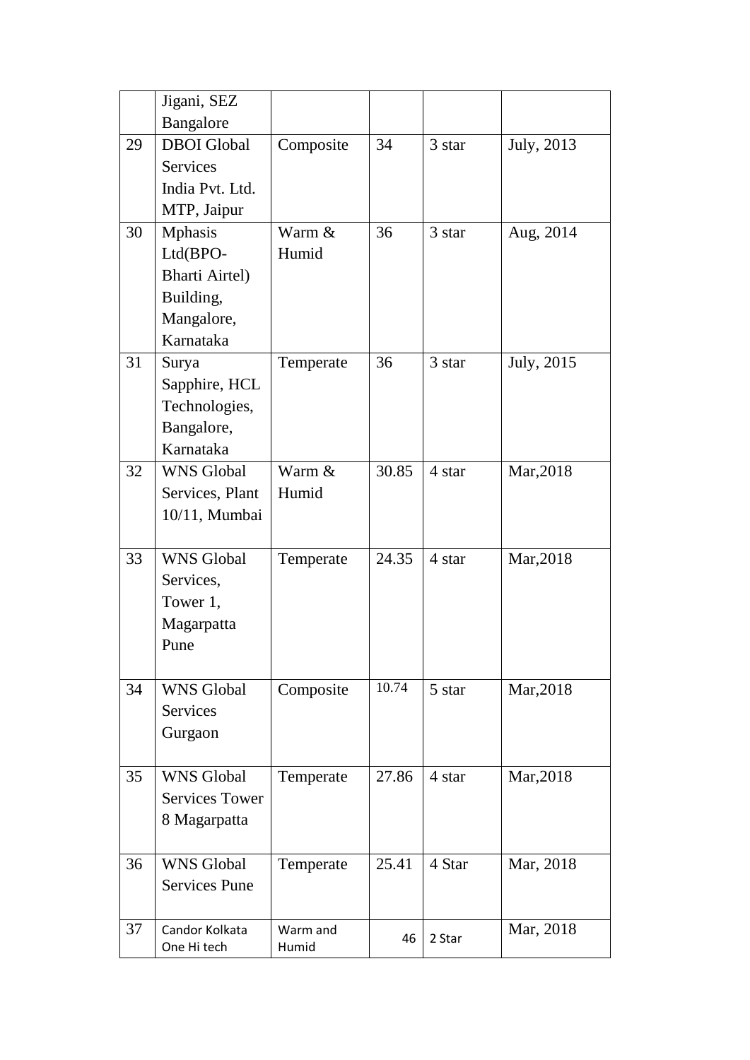|  | Jigani, SEZ Bangalore |  |  |  |  |
|---|---|---|---|---|---|
| 29 | DBOI Global Services India Pvt. Ltd. MTP, Jaipur | Composite | 34 | 3 star | July, 2013 |
| 30 | Mphasis Ltd(BPO- Bharti Airtel) Building, Mangalore, Karnataka | Warm & Humid | 36 | 3 star | Aug, 2014 |
| 31 | Surya Sapphire, HCL Technologies, Bangalore, Karnataka | Temperate | 36 | 3 star | July, 2015 |
| 32 | WNS Global Services, Plant 10/11, Mumbai | Warm & Humid | 30.85 | 4 star | Mar,2018 |
| 33 | WNS Global Services, Tower 1, Magarpatta Pune | Temperate | 24.35 | 4 star | Mar,2018 |
| 34 | WNS Global Services Gurgaon | Composite | 10.74 | 5 star | Mar,2018 |
| 35 | WNS Global Services Tower 8 Magarpatta | Temperate | 27.86 | 4 star | Mar,2018 |
| 36 | WNS Global Services Pune | Temperate | 25.41 | 4 Star | Mar, 2018 |
| 37 | Candor Kolkata One Hi tech | Warm and Humid | 46 | 2 Star | Mar, 2018 |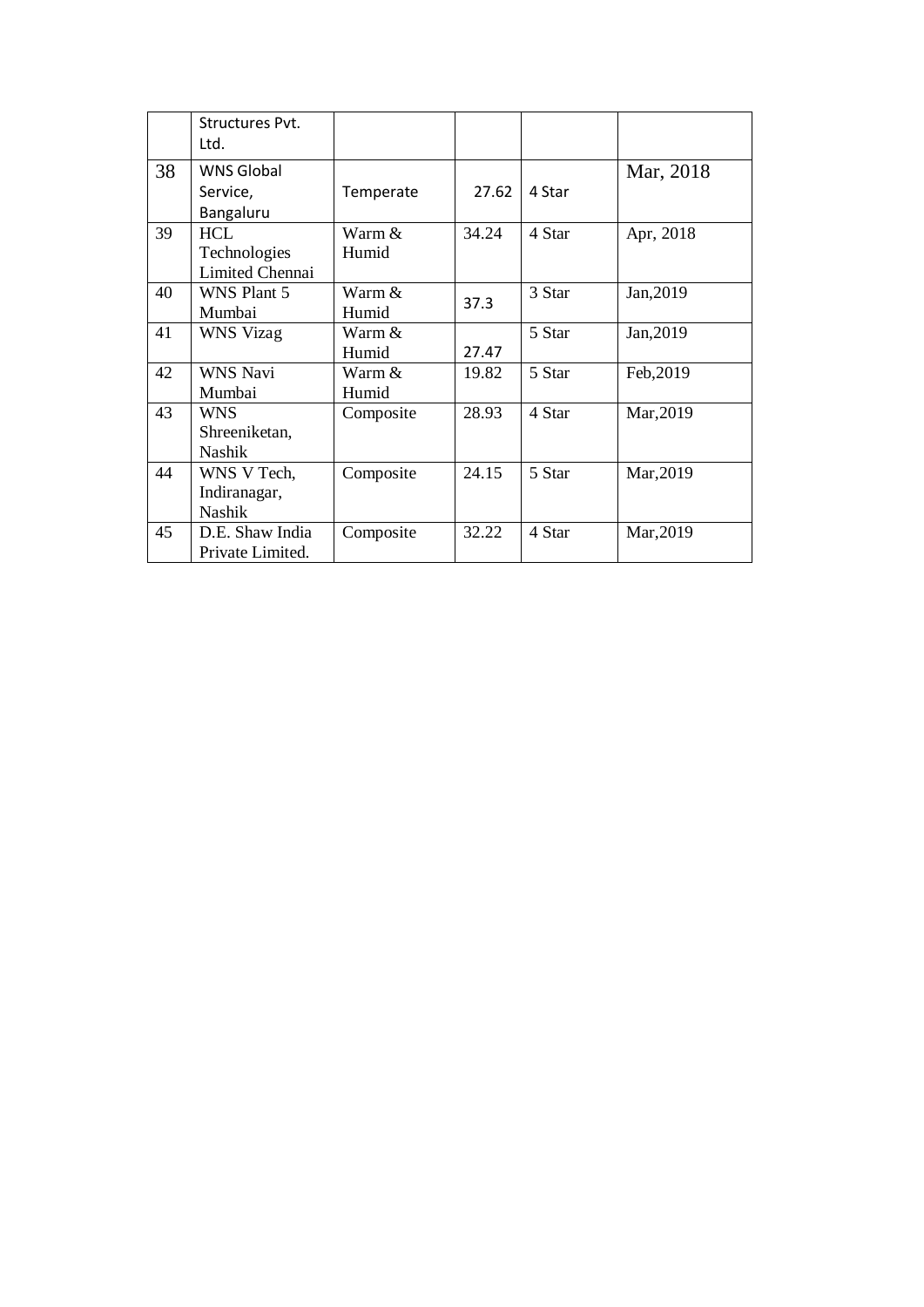| | | | | | |
|---|---|---|---|---|---|
| | Structures Pvt. Ltd. | | | | |
| 38 | WNS Global Service, Bangaluru | Temperate | 27.62 | 4 Star | Mar, 2018 |
| 39 | HCL Technologies Limited Chennai | Warm & Humid | 34.24 | 4 Star | Apr, 2018 |
| 40 | WNS Plant 5 Mumbai | Warm & Humid | 37.3 | 3 Star | Jan,2019 |
| 41 | WNS Vizag | Warm & Humid | 27.47 | 5 Star | Jan,2019 |
| 42 | WNS Navi Mumbai | Warm & Humid | 19.82 | 5 Star | Feb,2019 |
| 43 | WNS Shreeniketan, Nashik | Composite | 28.93 | 4 Star | Mar,2019 |
| 44 | WNS V Tech, Indiranagar, Nashik | Composite | 24.15 | 5 Star | Mar,2019 |
| 45 | D.E. Shaw India Private Limited. | Composite | 32.22 | 4 Star | Mar,2019 |